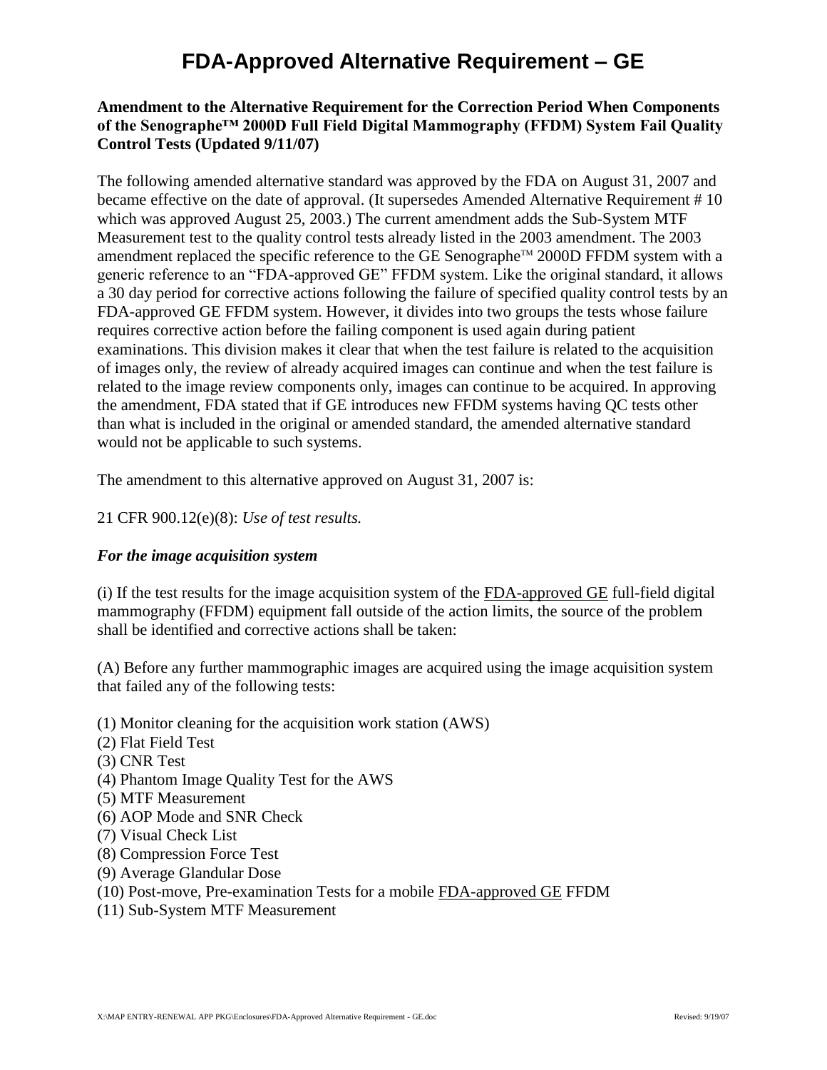# FDA-Approved Alternative Requirement – GE

**Amendment to the Alternative Requirement for the Correction Period When Components of the Senographe™ 2000D Full Field Digital Mammography (FFDM) System Fail Quality Control Tests (Updated 9/11/07)**

The following amended alternative standard was approved by the FDA on August 31, 2007 and became effective on the date of approval. (It supersedes Amended Alternative Requirement # 10 which was approved August 25, 2003.) The current amendment adds the Sub-System MTF Measurement test to the quality control tests already listed in the 2003 amendment. The 2003 amendment replaced the specific reference to the GE Senographe™ 2000D FFDM system with a generic reference to an "FDA-approved GE" FFDM system. Like the original standard, it allows a 30 day period for corrective actions following the failure of specified quality control tests by an FDA-approved GE FFDM system. However, it divides into two groups the tests whose failure requires corrective action before the failing component is used again during patient examinations. This division makes it clear that when the test failure is related to the acquisition of images only, the review of already acquired images can continue and when the test failure is related to the image review components only, images can continue to be acquired. In approving the amendment, FDA stated that if GE introduces new FFDM systems having QC tests other than what is included in the original or amended standard, the amended alternative standard would not be applicable to such systems.

The amendment to this alternative approved on August 31, 2007 is:

21 CFR 900.12(e)(8): *Use of test results.*

***For the image acquisition system***

(i) If the test results for the image acquisition system of the FDA-approved GE full-field digital mammography (FFDM) equipment fall outside of the action limits, the source of the problem shall be identified and corrective actions shall be taken:

(A) Before any further mammographic images are acquired using the image acquisition system that failed any of the following tests:

(1) Monitor cleaning for the acquisition work station (AWS)
(2) Flat Field Test
(3) CNR Test
(4) Phantom Image Quality Test for the AWS
(5) MTF Measurement
(6) AOP Mode and SNR Check
(7) Visual Check List
(8) Compression Force Test
(9) Average Glandular Dose
(10) Post-move, Pre-examination Tests for a mobile FDA-approved GE FFDM
(11) Sub-System MTF Measurement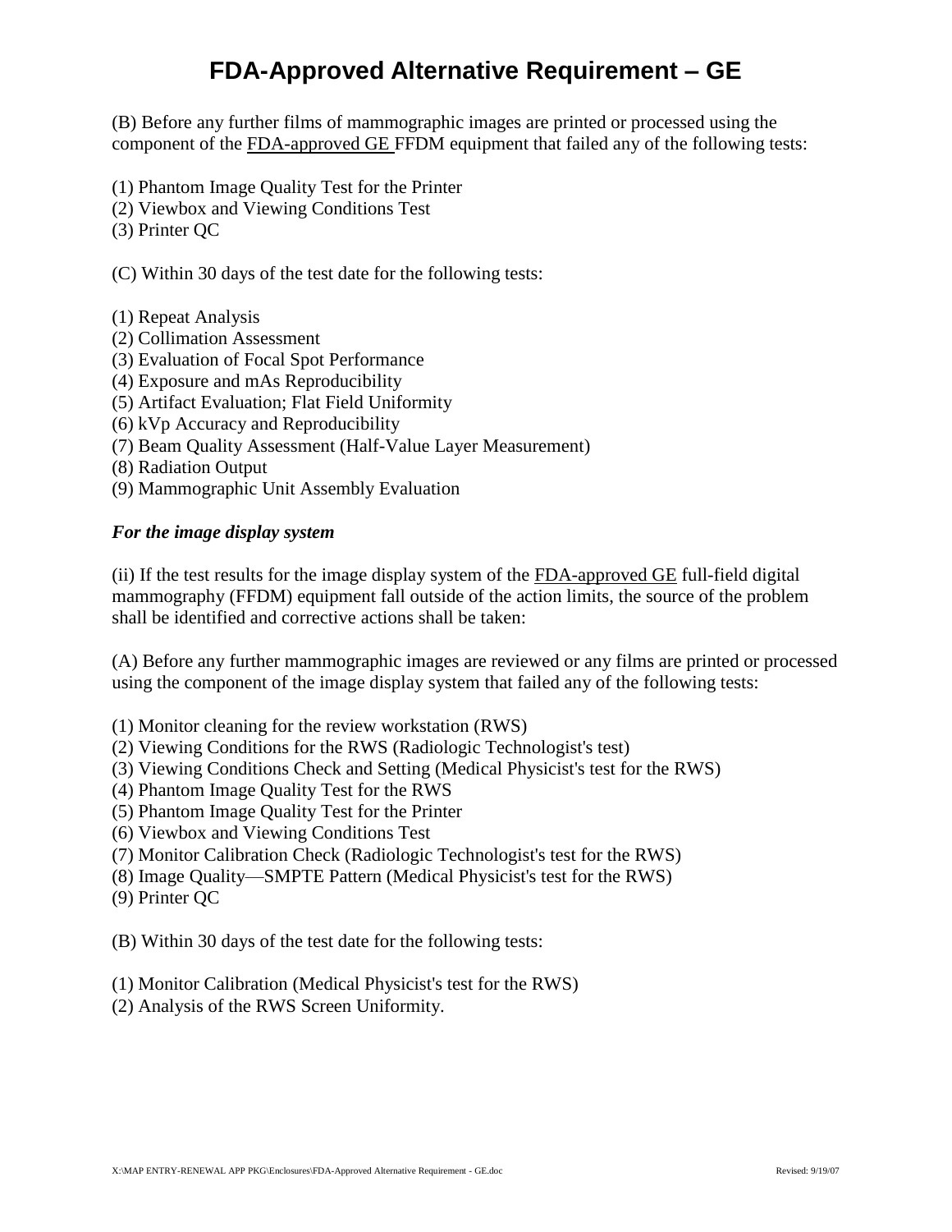# FDA-Approved Alternative Requirement – GE

(B) Before any further films of mammographic images are printed or processed using the component of the FDA-approved GE FFDM equipment that failed any of the following tests:

(1) Phantom Image Quality Test for the Printer
(2) Viewbox and Viewing Conditions Test
(3) Printer QC

(C) Within 30 days of the test date for the following tests:

(1) Repeat Analysis
(2) Collimation Assessment
(3) Evaluation of Focal Spot Performance
(4) Exposure and mAs Reproducibility
(5) Artifact Evaluation; Flat Field Uniformity
(6) kVp Accuracy and Reproducibility
(7) Beam Quality Assessment (Half-Value Layer Measurement)
(8) Radiation Output
(9) Mammographic Unit Assembly Evaluation

***For the image display system***

(ii) If the test results for the image display system of the FDA-approved GE full-field digital mammography (FFDM) equipment fall outside of the action limits, the source of the problem shall be identified and corrective actions shall be taken:

(A) Before any further mammographic images are reviewed or any films are printed or processed using the component of the image display system that failed any of the following tests:

(1) Monitor cleaning for the review workstation (RWS)
(2) Viewing Conditions for the RWS (Radiologic Technologist's test)
(3) Viewing Conditions Check and Setting (Medical Physicist's test for the RWS)
(4) Phantom Image Quality Test for the RWS
(5) Phantom Image Quality Test for the Printer
(6) Viewbox and Viewing Conditions Test
(7) Monitor Calibration Check (Radiologic Technologist's test for the RWS)
(8) Image Quality—SMPTE Pattern (Medical Physicist's test for the RWS)
(9) Printer QC

(B) Within 30 days of the test date for the following tests:

(1) Monitor Calibration (Medical Physicist's test for the RWS)
(2) Analysis of the RWS Screen Uniformity.